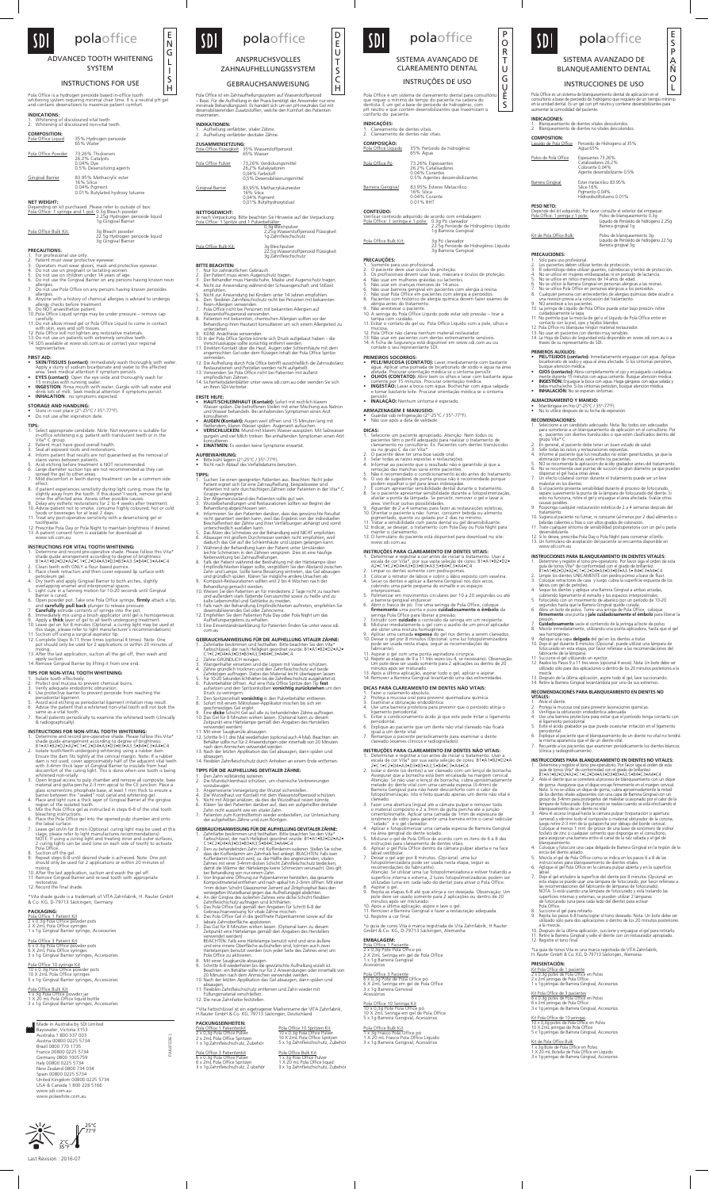# SDI polaoffice

## ADVANCED TOOTH WHITENING SYSTEM

## INSTRUCTIONS FOR USE

Pola Office is a hydrogen peroxide based in-office tooth whitening system requiring minimal chair time. It is a neutral pH gel and contains desensitizers to maximize patient comfort.

**INDICATIONS:**
1. Whitening of discoloured vital teeth.
2. Whitening of discoloured non-vital teeth.

**COMPOSITION:**

| | |
|---|---|
| Pola Office Liquid | 35% Hydrogen peroxide<br>65% Water |
| Pola Office Powder | 73.26% Thickeners<br>26.2% Catalysts<br>0.04% Dye<br>0.5% Desensitizing agents |
| Gingival Barrier | 83.95% Methacrylic ester<br>16% Silica<br>0.04% Pigment<br>0.01% Butylated hydroxy toluene |

**NET WEIGHT:**
Depending on kit purchased. Please refer to outside of box.

| | |
|---|---|
| Pola Office: 1 syringe and 1 pot: | 0.3g Bleach powder<br>2.25g Hydrogen peroxide liquid<br>1g Gingival Barrier |
| Pola Office Bulk Kit: | 3g Bleach powder<br>22.5g Hydrogen peroxide liquid<br>3g Gingival Barrier |

**PRECAUTIONS:**
1. For professional use only.
2. Patient must wear protective eyewear.
3. Operators must wear gloves, mask and protective eyewear.
4. Do not use on pregnant or lactating women.
5. Do not use on children under 14 years of age.
6. Do not use the Gingival Barrier on any persons having known resin allergies.
7. Do not use Pola Office on any persons having known peroxides allergies.
8. Anyone with a history of chemical allergies is advised to undergo allergy checks before treatment.
9. Do NOT anaesthetise patient.
10. Pola Office Liquid syringe may be under pressure – remove cap carefully.
11. Do not allow mixed gel or Pola Office Liquid to come in contact with skin, eyes and soft tissues.
12. Pola Office will not lighten any restorative materials.
13. Do not use on patients with extremely sensitive teeth.
14. SDS available at www.sdi.com.au or contact your regional representative.

**FIRST AID:**
- **SKIN/TISSUES (contact):** Immediately wash thoroughly with water. Apply a slurry of sodium bicarbonate and water to the affected area. Seek medical attention if symptom persists.
- **EYES (contact):** Open the eye wide and thoroughly wash for 15 minutes with running water.
- **INGESTION:** Rinse mouth with water. Gargle with salt water and drink lots of milk. Seek medical attention if symptoms persist.
- **INHALATION:** no symptoms expected.

**STORAGE AND HANDLING:**
- Store in cool place (2°-25°C / 35°-77°F).
- Do not use after expiration date.

**TIPS:**
1. Select appropriate candidate. Note: Not everyone is suitable for in-office whitening e.g. patient with translucent teeth or in the Vita* C group.
2. Patient must have good overall health.
3. Seal all exposed roots and restorations.
4. Inform patient that results are not guaranteed as the removal of stains varies between patients.
5. NO acid etching before treatment is NOT recommended.
6. Large diameter suction tips are not recommended as they can spread the gel to other areas.
7. Mild discomfort in teeth during treatment can be a common side effect.
8. If patient experiences sensitivity during light curing, move the tip slightly away from the teeth. If this doesn't work, remove gel and rinse the affected area. Assess other possible causes.
9. Delay any esthetic restorations for 2 to 4 weeks after treatment.
10. Advise patient not to smoke, consume highly coloured, hot or cold foods or beverages for at least 2 days.
11. Treat any post-operative sensitivity with a desensitising gel or toothpaste.
12. Prescribe Pola Day or Pola Night to maintain brightness if desired.
13. A patient consent form is available for download at www.sdi.com.au

**INSTRUCTIONS FOR VITAL TOOTH WHITENING:**
1. Determine and record pre-operative shade. Please follow this Vita* shade guide arrangement according to degree of brightness: B1•A1•B2•D2•A2•C1•C2•D4•A3•D3•B3•A3.5•B4•C3•A4•C4
2. Clean teeth with ONLY a flour based pumice.
3. Place cheek retractors and then cover exposed lip surface with petroleum gel.
4. Dry teeth and apply Gingival Barrier to both arches, slightly overlapping enamel and interproximal spaces.
5. Light cure in a fanning motion for 10-20 seconds until Gingival Barrier is cured.
6. Open powder pot. Take one Pola Office syringe, **firmly** attach a tip, and **carefully pull back** plunger to release pressure.
7. **Carefully** extrude contents of syringe into the pot.
8. Immediately mix using a brush applicator until gel is homogeneous.
9. Apply a **thick** layer of gel to all teeth undergoing treatment.
10. Leave gel on for 8 minutes (Optional: a curing light may be used at this stage, please refer to light manufacturer's recommendations).
11. Suction off using a surgical aspirator tip.
12. Complete Steps 9-11 three times (optional 4 times). Note: One pot should only be used for 2 applications or within 20 minutes of mixing.
13. After the last application, suction all the gel off, then wash and apply suction.
14. Remove Gingival Barrier by lifting it from one end.

**TIPS FOR NON-VITAL TOOTH WHITENING:**
1. Isolate teeth effectively.
2. Protect oral mucosa to prevent chemical burns.
3. Verify adequate endodontic obturation.
4. Use protective barrier to prevent peroxide from reaching the periodontal ligament.
5. Avoid acid etching as periodontal ligament inflammation may result.
6. Advise the patient that a whitened non-vital tooth will not look the same as a vital tooth.
7. Recall patients periodically to examine the whitened teeth (clinically & radiographically).

**INSTRUCTIONS FOR NON-VITAL TOOTH WHITENING:**
1. Determine and record pre-operative shade. Please follow this Vita* shade guide arrangement according to degree of brightness: B1•A1•B2•D2•A2•C1•C2•D4•A3•D3•B3•A3.5•B4•C3•A4•C4
2. Isolate tooth/teeth undergoing whitening using a rubber dam. Ensure the dam fits tightly at the cervical margin. Note: If a rubber dam is not used, cover approximately half of the adjacent vital teeth with 3-4mm thick layer of Gingival Barrier to insulate from heat discomfort of the curing light. This is done when one tooth is being whitened individually.
3. Open lingual access to pulp chamber and remove all composite, base material and gutta percha 2-3 mm apical to the CE junction. Place a glass ionomer/zinc phosphate base, at least 1 mm thick to ensure a barrier between the "sealed" root canal and whitening gel.
4. Place and light cure a thick layer of Gingival Barrier at the gingiva region of the isolated tooth.
5. Mix the Pola Office gel as instructed in steps 6-8 of the vital tooth bleaching instructions.
6. Place the Pola Office gel into the opened pulp chamber and onto the labial surface.
7. Leave gel on for 8 min (Optional: curing light may be used at this stage, please refer to light manufacturer's recommendations). NOTE: If using a curing light and treating inner and outer surfaces, 2 curing lights can be used (one on each side of tooth) to activate Pola Office.
8. Suction the gel off.
9. Repeat steps 6-8 until desired shade is achieved. Note: One pot should only be used for 2 applications or within 20 minutes of mixing.
10. After the last application, suction and wash the gel off.
11. Remove Gingival Barrier and re-seal tooth with appropriate restoration.
12. Record the final shade.

*Vita shade guide is a trademark of VITA Zahnfabrik, H. Rauter GmbH & Co. KG, D-79713 Säckingen, Germany

**PACKAGING:**

Pola Office 1 Patient Kit
2 x 0.3g Pola Office powder pots
2 x 2mL Pola Office syringes
1 x 1g Gingival Barrier syringes, Accessories

Pola Office 3 Patient Kit
6 x 0.3g Pola Office powder pots
6 X 2mL Pola Office syringes
3 x 1g Gingival Barrier syringes, Accessories

Pola Office 10 syringe Kit
10 x 0.3g Pola Office powder pots
10 X 2mL Pola Office syringes
5 x 1g Gingival Barrier syringes, Accessories

Pola Office Bulk Kit
1 x 3g Pola Office Powder jar
1 X 20 mL Pola Office liquid bottle
3 x 1g Gingival Barrier syringes, Accessories

Made in Australia by SDI Limited
Bayswater, Victoria 3153
Australia 1 800 337 003
Austria 00800 0225 5734
Brazil 0800 770 1735
France 00800 0225 5734
Germany 0800 1005759
Italy 00800 0225 5734
New Zealand 0800 734 034
Spain 00800 0225 5734
United Kingdom 00800 0225 5734
USA & Canada 1 800 228 5166
www.sdi.com.au
www.polawhite.com.au

25°C / 77°F — 2°C / 35°F

Last Revision : 2016-07

PA40108.1

---

# SDI polaoffice

## ANSPRUCHSVOLLES ZAHNAUFHELLUNGSSYSTEM

## GEBRAUCHSANWEISUNG

Pola Office ist ein Zahnaufhellungssystem auf Wasserstoffperoxid – Basis. Für die Aufhellung in der Praxis benötigt der Anwender nur eine minimale Behandlungszeit. Es handelt sich um ein pH-neutrales Gel mit desensibilisierenden Zusatzstoffen, welche den Komfort des Patienten maximieren.

**INDIKATIONEN:**
1. Aufhellung verfärbter, vitaler Zähne.
2. Aufhellung verfärbter devitaler Zähne.

**ZUSAMMENSETZUNG:**

| | |
|---|---|
| Pola Office Flüssigkeit | 35% Wasserstoffperoxid<br>65% Wasser |
| Pola Office Pulver | 73,26% Verdickungsmittel<br>26,2% Katalysatoren<br>0,04% Farbstoff<br>0,5% Desensibilisierungsmittel |
| Gingival Barrier | 83,95% Methacrylsäureester<br>16% Silica<br>0,04% Pigment<br>0,01% Butylhydroxytoluol |

**NETTOGEWICHT:**
Je nach Verpackung. Bitte beachten Sie Hinweise auf der Verpackung:

| | |
|---|---|
| Pola Office: 1 Spritze und 1 Pulverbehälter: | 0,3g Bleichpulver<br>2,25g Wasserstoffperoxid Flüssigkeit<br>1g Zahnfleischschutz |
| Pola Office Bulk Kit: | 3g Bleichpulver<br>22,5g Wasserstoffperoxid Flüssigkeit<br>3g Zahnfleischschutz |

**BITTE BEACHTEN:**
1. Nur für zahnärztlichen Gebrauch.
2. Der Patient muss einen Augenschutz tragen.
3. Der Behandler muss Handschuhe, Maske und Augenschutz tragen.
4. Nicht zur Anwendung während der Schwangerschaft und Stillzeit empfohlen.
5. Nicht zur Anwendung bei Kindern unter 14 Jahren empfohlen.
6. Den Pola Office Zahnfleischschutz nicht bei Personen mit bekannten Resin-Allergien verwenden.
7. Pola Office nicht bei Personen mit bekannten Allergien auf Wasserstoffsuperoxid verwenden.
8. Patienten mit bekannten, chemischen Allergien sollten vor der Behandlung (ihren Hautarzt) konsultieren um sich einem Allergietest zu unterziehen.
9. KEINE Anästhesie verwenden.
10. In der Pola Office Spritze könnte sich Druck aufgebaut haben – die Verschlusskappe sollte vorsichtig entfernt werden.
11. Direkten Kontakt über die Haut, Augen oder Schleimhäute mit dem angemischten Gel oder dem Flüssiginhalt der Pola Office Spritze vermeiden.
12. Die Aufhellung durch Pola Office betrifft ausschließlich die Zahnsubstanz. Restaurationen und Prozellan werden nicht aufgehellt.
13. Verwenden Sie Pola Office nicht bei Patienten mit äußerst empfindlichen Zähnen.
14. Sicherheitsdatenblätter unter www.sdi.com.au oder wenden Sie sich an Ihren SDI-Vertreter.

**ERSTE HILFE:**
- **HAUT/SCHLEIMHAUT (Kontakt):** Sofort mit reichlich klarem Wasser spülen. Die betroffenen Stellen mit einer Mischung aus Natron und Wasser behandeln. Bei anhaltenden Symptomen einen Arzt konsultieren.
- **AUGEN (Kontakt):** Augen weit öffnen und 15 Minuten lang mit fließendem, klarem Wasser spülen. Augenarzt aufsuchen.
- **VERSCHLUCKEN:** Mund mit klarem Wasser ausspülen. Mit Salzwasser gurgeln und viel Milch trinken. Bei anhaltenden Symptomen einen Arzt konsultieren.
- **EINATMEN:** Es werden keine Symptome erwartet.

**AUFBEWAHRUNG:**
- Bitte kühl lagern (2°-25°C / 35°-77°F).
- Nicht nach Ablauf des Verfallsdatums benutzen.

**TIPPS:**
1. Suchen Sie einen geeigneten Patienten aus. Beachten: Nicht jeder Patient eignet sich für eine Zahnaufhellung, beispielsweise sind Patienten mit sehr durchsichtigen Zähnen oder Patienten in der Vita* C Gruppe ungeeignet.
2. Der Allgemeinzustand des Patienten sollte gut sein.
3. Wurzelbehandlungen und Restaurationen sollten vor Beginn der Behandlung abgeschlossen sein.
4. Informieren Sie den Patienten darüber, dass das gewünschte Resultat nicht garantiert werden kann, weil das Ergebnis von der individuellen Beschaffenheit der Zähne und ihrer Verfärbungen abhängig und somit unterschiedlich ausfallen kann.
5. Ein Anätzen des Schmelzes vor der Behandlung wird NICHT empfohlen.
6. Absauger mit großem Durchmesser werden nicht empfohlen, weil dadurch das Gel auf die Schleimhäute und Lippen gelangen kann.
7. Während der Behandlung kann der Patient unter Umständen leichte Schmerzen in den Zähnen verspüren. Dies ist eine häufige Nebenwirkung bei Zahnaufhellungen.
8. Falls der Patient während der Bestrahlung mit der Härtelampe über Empfindlichkeiten klagen sollte, vergrößern Sie den Abstand zwischen Zahn und Lampe. Sollte keine Besserung eintreten, das Gel absaugen und gründlich spülen. Klären Sie mögliche andere Ursachen ab.
9. Komposit-Restaurationen sollten erst 2 bis 4 Wochen nach der Behandlung gemacht werden.
10. Weisen Sie den Patienten an für mindestens 2 Tage nicht zu rauchen und außerdem stark färbende Genussmittel sowie zu heiße und zu kalte Lebensmittel und Getränke zu meiden.
11. Falls nach der Behandlung Empfindlichkeiten auftreten, empfehlen Sie desensibilisierende Gel oder Zahncreme.
12. Empfehlen Sie den Patienten Pola Day oder Pola Night zum Aufhellungsergebnis zu erhalten.
13. Eine Einverständniserklärung für Patienten finden Sie unter www.sdi.com.au

**GEBRAUCHSANWEISUNG FÜR DIE AUFHELLUNG VITALER ZÄHNE:**
1. Zahnfarbe bestimmen und festhalten. Bitte beachten Sie den Vita* Farbschlüssel, der nach Helligkeit geordnet wurde: B1•A1•B2•D2•A2•C1•C2•D4•A3•D3•B3•A3.5•B4•C3•A4•C4
2. Zähne GRÜNDLICH reinigen.
3. Wangenhalter einsetzen und die Lippen mit Vaseline schützen.
4. Zähne gründlich trocknen und den Zahnfleischschutz auf beide Zahnbögen auftragen. Dabei das Material leicht überlappen lassen.
5. Für 10-20 Sekunden lichthärten bis der Zahnfleischschutz ausgehärtet ist.
6. Pulverbehälter öffnen. Auf eine Pola Office Spritze den Tip **fest** aufsetzen und den Spritzenkolben **vorsichtig zurückziehen** um den Druck zu verringern.
7. Den Spritzeninhalt **vorsichtig** in den Pulverbehälter entleeren.
8. Sofort mit einem Mikrobürsten-Applikator mischen bis sich ein gleichmäßiges Gel ergibt.
9. Eine **dicke** Schicht Gel auf alle zu behandelnden Zähne auftragen.
10. Das Gel für 8 Minuten wirken lassen. (Optional kann zu diesem Zeitpunkt eine Härtelampe gemäß den Angaben des Herstellers verwendet werden)
11. Mit einer Saugkanüle absaugen.
12. Schritte 9-11 drei Mal wiederholen (optional auch 4 Mal). Beachten: ein Behälter sollte nur für 2 Anwendungen oder innerhalb von 20 Minuten nach dem Anmischen verwendet werden.
13. Nach der letzten Applikation das Gel absaugen, dann spülen und absaugen.
14. Bleiben Zahnfleischschutz durch Anheben an einem Ende entfernen.

**TIPPS FÜR DIE AUFHELLUNG DEVITALER ZÄHNE:**
1. Den Zahn zuverlässig isolieren.
2. Die Mundschleimhaut schützen, um chemische Verbrennungen vorzubeugen.
3. Angemessene Versiegelung der Wurzel sicherstellen.
4. Die Wurzelkanal vor Kontakt mit dem Wasserstoffperoxid schützen.
5. Nicht mit Ätzgel anätzen, da dies die Wurzelhaut reizen könnte.
6. Klären Sie den Patienten darüber auf, dass ein aufgehellter devitaler Zahn nicht aussieht wie ein vitaler Zahn.
7. Patienten zum Kontrolltermin wieder einbestellen, zur Untersuchung der aufgehellten Zähne und zum Röntgen.

**GEBRAUCHSANWEISUNG FÜR DIE AUFHELLUNG DEVITALER ZÄHNE:**
1. Zahnfarbe bestimmen und festhalten. Bitte beachten Sie den Vita* Farbschlüssel, der nach Helligkeit geordnet wurde: B1•A1•B2•D2•A2•C1•C2•D4•A3•D3•B3•A3.5•B4•C3•A4•C4
2. Den zu behandelnden Zahn mit Kofferdamm isolieren. Stellen Sie sicher, dass der Kofferdamm am Zahnhals fest anliegt. BEACHTEN: Falls kein Kofferdamm benutzt wird, so die Hälfte des angrenzenden, vitalen Zahnes mit einer 3-4mm dicken Schicht Zahnfleischschutz bedecken, damit die Wärme der Härtelampe keine Schmerzen verursacht. Dies gilt bei Behandlung von nur einem Zahn.
3. Von lingualer Öffnung zur Pulpenkammer schaffen, das gesamte Kompositmaterial entfernen und nach apikal bis 2-3mm öffnen. Mit einer 1mm dicken Schicht Glasionomer Zement auf Zinkphosphat Basis den versiegelten Wurzelkanal gegen das Aufhellungsgel abdichten.
4. An der Gingiva des isolierten Zahnes eine dicke Schicht flexiblen Zahnfleischschutz auftragen und lichthärten.
5. Das Pola Office Gel gemäß den Angaben für Schritt 6-8 der Gebrauchsanweisung für vitale Zähne mischen.
6. Das Pola Office Gel in die geöffnete Pulpenkammer sowie auf die labiale Zahnoberfläche applizieren.
7. Das Gel für 8 Minuten wirken lassen. (Optional kann zu diesem Zeitpunkt eine Härtelampe gemäß den Angaben des Herstellers verwendet werden)
BEACHTEN: Falls eine Härtelampe benutzt wird und eine äußere und eine innere Oberfläche aufzuhellen sind, können auch zwei Härtelampen benutzt werden (von jeder Seite des Zahnes eine) um Pola Office zu aktivieren.
8. Mit einer Saugkanüle absaugen.
9. Schritte 6-8 wiederholen bis die gewünschte Aufhellung erzielt ist. Beachten: ein Behälter sollte nur für 2 Anwendungen oder innerhalb von 20 Minuten nach dem Anmischen verwendet werden.
10. Nach der letzten Applikation das Gel absaugen, dann spülen und absaugen.
11. Flexiblen Zahnfleischschutz entfernen und Zahn wieder mit Füllungsmaterial verschließen.
12. Die neue Zahnfarbe festhalten.

*Vita Farbschlüssel ist ein eingetragener Markenname der VITA Zahnfabrik, H.Rauter GmbH & Co. KG, 79713 Säckingen, Deutschland

**PACKUNGSEINHEITEN:**

Pola Office 1 Patientenkit
2 x 0,3g Pola Office Pulver
2 x 2mL Pola Office Spritze
1 x 1g Zahnfleischschutz, Zubehör

Pola Office 3 Patientenkit
6 x 0,3g Pola Office Pulver
6 x 2mL Pola Office Spritzen
3 x 1g Zahnfleischschutz, Zubehör

Pola Office 10 Spritzen Kit
10 x 0,3g Pola Office Pulver
10 x 2mL Pola Office Spritze
5 x 1g Zahnfleischschutz, Zubehör

Pola Office Bulk Kit
1 x 3g Pola Office Pulver
1 X 20 mL Pola Office Liquid
3 x 1g Zahnfleischschutz, Zubehör

---

# SDI polaoffice

## SISTEMA AVANÇADO DE CLAREAMENTO DENTAL

## INSTRUÇÕES DE USO

Pola Office é um sistema de clareamento dental para consultório que requer o mínimo de tempo do paciente na cadeira do dentista. É um gel a base de peróxido de hidrogênio, com pH neutro e que contém dessensibilizantes que maximizam o conforto do paciente.

**INDICAÇÕES:**
1. Clareamento de dentes vitais.
2. Clareamento de dentes não vitais.

**COMPOSIÇÃO:**

| | |
|---|---|
| Pola Office Líquido | 35% Peroxido de hidrogênio<br>65% Água |
| Pola Office Pó | 73,26% Espessantes<br>26,2% Catalisadores<br>0,04% Corantes<br>0,5% Agentes dessensibilizantes |
| Barreira Gengival | 83,95% Esteres Metacrílico<br>16% Sílica<br>0,04% Corante<br>0,01% BHT |

**CONTEÚDO:**
Verificar conteúdo adquirido de acordo com embalagem:

| | |
|---|---|
| Pola Office: 1 seringa e 1 pote: | 0,3g Pó clareador<br>2,25g Peróxido de Hidrogênio Líquido<br>1g Barreira Gengival |
| Pola Office Bulk Kit: | 3g Pó clareador<br>22,5g Peróxido de Hidrogênio Líquido<br>3g Barreira Gengival |

**PRECAUÇÕES:**
1. Somente para uso profissional.
2. O paciente deve usar óculos de proteção.
3. Os profissionais devem usar luvas, máscara e óculos de proteção.
4. Não usar em mulheres grávidas ou lactantes.
5. Não usar em crianças menores de 14 anos.
6. Não usar barreira gengival em pacientes com alergia a resina.
7. Não usar Pola Office em pacientes com alergia a peróxidos.
8. Pacientes com histórico de alergia química devem fazer exames de alergia antes do tratamento.
9. Não anestesiar o paciente.
10. A seringa do Pola Office Líquido pode estar sob pressão – tirar a tampa com cuidado.
11. Evitar o contato do gel ou Pola Office Líquido com a pele, olhos e mucosas.
12. Pola Office não clareia nenhum material restaurador.
13. Não usar em pacientes com dentes extremamente sensíveis.
14. A Ficha de Segurança está disponível em www.sdi.com.au ou contate o seu representante SDI.

**PRIMEIROS SOCORROS:**
- **PELE/MUCOSA (CONTATO):** Lavar imediatamente com bastante água. Aplicar uma pomada de bicarbonato de sódio e água na área afetada. Procurar orientação médica se o sintoma persistir.
- **OLHOS (CONTATO):** Abrir bem os olhos e lavar com bastante água corrente por 15 minutos. Procurar orientação médica.
- **INGESTÃO:** Lavar a boca com água. Bochechar com água salgada e tomar bastante leite. Procurar orientação médica se o sintoma persistir.
- **INALAÇÃO:** Nenhum sintoma é esperado.

**ARMAZENAGEM E MANUSEIO:**
- Guardar sob refrigeração (2°-25°C / 35°-77°F).
- Não use após a data de validade.

**DICAS:**
1. Selecione um paciente apropriado. Atenção: Nem todos os pacientes têm o perfil adequado para realizar o tratamento de clareamento no consultório. Ex: Pacientes com dentes translúcidos ou no grupo C da cor Vita*.
2. O paciente deve ter uma boa saúde oral.
3. Selar todas as raízes expostas e restaurações.
4. Informar ao paciente que o resultado não é garantido já que a remoção das manchas varia entre pacientes.
5. Não é recomendado o condicionamento ácido antes do tratamento.
6. O uso de sugadores de ponta grossa não é recomendado porque podem espalhar o gel para outras áreas.
7. É comum apresentar sensibilidade dental durante o tratamento.
8. Se o paciente apresentar sensibilidade durante a fotopolimerização, afaste a ponta da lâmpada. Se persistir, remover o gel e lavar a área. Verificar outras possibilidades.
9. Aguardar de 2 a 4 semanas para fazer as restaurações estéticas.
10. Orientar o paciente a não: fumar, consumir bebida ou alimento pigmentados, quente ou gelado por 2 dias no mínimo.
11. Tratar a sensibilidade com pasta dental ou gel dessensibilizante.
12. Indicar, se desejar, o tratamento com Pola Day ou Pola Night para manutenção do clareamento.
13. O formulário do paciente está disponível para download no site: www.sdi.com.au

**INSTRUÇÕES PARA CLAREAMENTO EM DENTES VITAIS:**
1. Determinar e registrar a cor antes de iniciar o tratamento. Usar a escala de cor Vita*, por sua escala seleção de cores: B1•A1•B2•D2•A2•C1•C2•D4•A3•D3•B3•A3,5•B4•C3•A4•C4
2. Limpar os dentes somente com pedra-pomes.
3. Colocar o retrator de lábios e cobrir o lábio exposto com vaselina.
4. Secar os dentes e aplicar a Barreira Gengival nos dois arcos, cobrindo uma parte pequena do esmalte e os espaços interproximais.
5. Polimerizar em movimentos circulares por 10 a 20 segundos ou até a barreira gengival endurecer.
6. Abrir o frasco de pó. Tire uma seringa de Pola Office, coloque **firmemente** uma ponta e puxe **cuidadosamente o êmbolo** da seringa Pola Office para liberar a pressão.
7. Extrude com **cuidado** o conteúdo da seringa em um recipiente.
8. Misturar imediatamente o gel com o auxílio de um pincel aplicador até obter uma mistura homogênea.
9. Aplicar uma camada **espessa** do gel nos dentes a serem clareados.
10. Deixar o gel por 8 minutos (Opcional: uma luz fotopolimerizadora pode se usada nesta etapa, seguir as recomendações do fabricante).
11. Aspirar o gel com uma ponta aspiradora cirúrgica.
12. Repetir as etapas de 9 a 11 três vezes (ou 4, se necessário). Observação: Um pote deve ser usado somente para 2 aplicações ou dentro de 20 minutos após ser misturado.
13. Após a última aplicação, aspirar todo o gel, aplicar e aspirar.
14. Remover a Barreira Gengival levantando uma das extremidades.

**DICAS PARA CLAREAMENTO EM DENTES NÃO VITAIS:**
1. Fazer o isolamento absoluto.
2. Proteja a mucosa oral para prevenir queimaduras químicas.
3. Examinar a obturação endodôntica.
4. Use uma barreira protetora para prevenir que o peróxido atinja o ligamento periodontal.
5. Evitar o condicionamento ácido já que este pode irritar o ligamento periodontal.
6. Explique ao paciente que um dente não vital clareado não ficará igual a um dente vital.
7. Remarque o paciente periodicamente para examinar o dente clareado (exames clínicos e radiográficos).

**INSTRUÇÕES PARA CLAREAMENTO EM DENTES NÃO VITAIS:**
1. Determinar e registrar a cor antes de iniciar o tratamento. Usar a escala de cor Vita*, por sua escala seleção de cores: B1•A1•B2•D2•A2•C1•C2•D4•A3•D3•B3•A3,5•B4•C3•A4•C4
2. Isolar o dente (ou dentes) a ser clareado com um lençol de borracha. Assegure que a barreira está bem encaixada na margem cervical. Atenção: Se não usar o lençol de borracha, cubra aproximadamente metade do dente vital vizinho com uma camada espessa (3-4mm) de Barreira Gengival para não haver desconforto com o calor da fotopolimerização. Isto é feito quando apenas um dente não vital é clareado.
3. Fazer uma abertura lingual até a câmara pulpar e remover todo o material de compósito e 2 a 3mm de guta percha até a junção cimento/esmalte. Aplicar uma camada de 1mm de espessura de ionômero de vidro para garantir uma barreira entre o canal radicular "selado" e o gel clareador.
4. Aplicar e fotopolimerizar uma camada espessa de Barreira Gengival na área gengival do dente isolado.
5. Misturar o gel de Pola Office de acordo com os itens de 6 a 8 das instruções para clareamento de dentes vitais.
6. Aplicar o gel Pola Office dentro da câmara pulpar aberta e na face vestibular do dente.
7. Deixar o gel agir por 8 minutos. (Opcional: uma luz fotopolimerizadora pode ser usada nesta etapa, seguir as recomendações do fabricante).
Atenção: Se utilizar uma luz fotopolimerizadora e tratando a superfície interna e externa, 2 luzes fotopolimerizadoras podem ser utilizadas (uma em cada lado do dente) para ativar o Pola Office.
8. Aspirar o gel.
9. Repita as etapas 6-8 até que atinja a cor desejada. Observação: Um pote deve ser usado somente para 2 aplicações ou dentro de 20 minutos após ser misturado.
10. Após a última aplicação, aspire e lave o gel.
11. Remover a Barreira Gengival e fazer a restauração adequada.
12. Registre a cor final.

*o guia de cores Vita é marca registrada da VITA Zahnfabrik, H Rauter GmbH & Co. KG, D-79713 Säckingen, Alemanha.

**EMBALAGEM:**

Pola Office 1 Paciente
2 x 0,3g Pote Pola Office pó
2 X 2mL Seringas em gel de Pola Office
1 x 1g Barreira Gengival
Acessórios

Pola Office 3 Paciente
6 x 0,3g Pote de Pola Office pó
6 X 2mL Seringa em gel de Pola Office
3 x 1g Barreira Gengival
Acessórios

Pola Office 10 Seringa Kit
10 x 0,3g Pote Pola Office pó
10 X 2mL Seringa em gel de Pola Office
5 x 1g Barreira Gengival, Acessórios

Pola Office Bulk Kit
1 x 3g Frasco Pola Office pó
1 X 20 mL Frasco Pola Office Líquido
3 x 1g Barreira Gengival, Acessórios

---

# SDI polaoffice

## SISTEMA AVANZADO DE BLANQUEAMIENTO DENTAL

## INSTRUCCIONES DE USO

Pola Office es un sistema de blanqueamiento dental de aplicación en el consultorio a base de peróxido de hidrógeno que requiere un tiempo mínimo en la unidad dental. Es un gel con pH neutro y contiene desensibilizantes para aumentar la comodidad del paciente.

**INDICACIONES:**
1. Blanqueamiento de dientes vitales descoloridos.
2. Blanqueamiento de dientes no vitales descoloridos.

**COMPOSICION:**

| | |
|---|---|
| Líquido de Pola Office | Peróxido de Hidrogeno al 35%<br>Agua 65% |
| Polvo de Pola Office | Espesantes 73.26%<br>Catalizadores 26.2%<br>Colorante 0.04%<br>Agente desensibilizante 0.5% |
| Barrera Gingival | Ester metacrilico 83.95%<br>Silice 16%<br>Pigmento 0.04%<br>Hidroxibutiltolueno 0.01% |

**PESO NETO:**
Depende del kit adquirido. Por favor consulte el exterior del empaque:

| | |
|---|---|
| Pola Office: 1 jeringa y 1 pote: | Polvo de blanqueamiento 0.3g<br>Liquido de Peroxido de hidrogeno 2.25g<br>Barrera gingival 1g |
| Kit de Pola Office Bulk: | Polvo de blanqueamiento 3g<br>Líquido de Peróxido de hidrogeno 22.5g<br>Barrera gingival 3g |

**PRECAUCIONES:**
1. Sólo para uso profesional.
2. Los pacientes deben utilizar lentes de protección.
3. El odontólogo debe utilizar guantes, cubrebocas y lentes de protección.
4. No se utilice en mujeres embarazadas ni en periodo de lactancia.
5. No se utilice en niños menores de 14 años de edad.
6. No se utilice la Barrera Gingival en personas alérgicas a las resinas.
7. No se utilice Pola Office en personas alérgicas a los peróxidos.
8. Cualquier persona con antecedentes de alergias químicas debe acudir a una revisión previa a la colocación del tratamiento.
9. NO anestesie a los pacientes.
10. La jeringa de Líquido de Pola Office puede estar bajo presión- retire cuidadosamente la tapa.
11. No permita que la mezcla de gel o el Líquido de Pola Office entre en contacto con la piel, ojos y tejidos blandos.
12. Pola Office no blanquea ningún material restaurador.
13. No usar en pacientes con dientes muy sensibles.
14. La Hoja de Datos de Seguridad está disponible en www.sdi.com.au o a través de su representante de SDI.

**PRIMEROS AUXILIOS:**
- **PIEL/TEJIDOS (contacto):** Inmediatamente enjuague con agua. Aplique bicarbonato de sodio y agua al área afectada. Si los síntomas persisten, busque atención médica.
- **OJOS (contacto):** Abra completamente el ojo y enjuague cuidadosamente durante 15 minutos con agua corriente. Busque atención médica.
- **INGESTION:** Enjuague la boca con agua. Haga gárgaras con agua salada y tome mucha leche. Si los síntomas persisten, busque atención médica.
- **INHALACIÓN:** No se esperan síntomas.

**ALMACENAMIENTO Y MANEJO:**
- Manténgase en frío (2°-25°C / 35°-77°F).
- No lo utilice después de su fecha de expiración.

**RECOMENDACIONES:**
1. Seleccione a un candidato adecuado. Nota: No todos son adecuados para someterse a un blanqueamiento de aplicación en el consultorio. Por ej.: pacientes con dientes translúcidos o que estén clasificados dentro del grupo Vita* C.
2. En general, el paciente debe tener un buen estado de salud.
3. Selle todas las raíces y restauraciones expuestas.
4. Informe al paciente que los resultados no están garantizados, ya que la eliminación de manchas varía entre los pacientes.
5. NO se recomienda la aplicación de ácido grabador antes del tratamiento.
6. No se recomienda usar puntas de succión de gran diámetro ya que pueden dispersar el gel hacia otras áreas.
7. Un efecto colateral común durante el tratamiento puede ser un leve malestar en los dientes.
8. Si el paciente presenta sensibilidad durante el proceso de fotocurado, separe suavemente la punta de la lámpara de fotocurado del diente. Si esto no funciona, retire el gel y enjuague el área afectada. Evalúe otras causas posibles.
9. Posponga cualquier restauración estética de 2 a 4 semanas después del tratamiento.
10. Sugiera al paciente no fumar, ni consumir (al menos por 2 días) alimentos o bebidas calientes o fríos o con altos grados de coloración.
11. Trate cualquier síntoma de sensibilidad postoperatoria con un gel o pasta desensibilizante.
12. Si lo desea, prescriba Pola Day o Pola Night para conservar el brillo.
13. Un formulario de aceptación del paciente se encuentra disponible en www.sdi.com.au

**INSTRUCCIONES PARA BLANQUEAMIENTO EN DIENTES VITALES:**
1. Determine y registre el tono pre-operatorio. Por favor siga el orden de esta guía de tonos Vita* de conformidad con el grado de brillantez: B1•A1•B2•D2•A2•C1•C2•D4•A3•D3•B3•A3.5•B4•C3•A4•C4
2. Limpie los dientes ÚNICAMENTE con piedra pómez a base de flour.
3. Coloque retractores de casa y luego cubra la superficie expuesta de los labios con gel de petróleo.
4. Seque los dientes y aplique una Barrera Gingival a ambas arcadas, cubriendo ligeramente el esmalte y los espacios interproximales.
5. Fotocurelo con un movimiento de abanico por un periodo de 10-20 segundos hasta que la Barrera Gingival quede curada.
6. Abra un bote de polvo. Tome una jeringa de Pola Office, coloque **firmemente** una punta y **jale cuidadosamente el émbolo** para liberar la presión.
7. **Cuidadosamente** vacíe el contenido de la jeringa al bote de polvo.
8. Mezcle inmediatamente, utilizando una punta aplicadora, hasta que el gel sea homogéneo.
9. Aplique una capa **delgada** del gel en los dientes a tratar.
10. Deje el gel durante 8 minutos (Opcional: puede utilizar una lámpara de fotocurado en esta etapa, por favor refiérase a las recomendaciones del fabricante de la lámpara).
11. Succione el gel utilizando un eyector.
12. Realice los Pasos 9 a 11 tres veces (opcional 4 veces). Nota: Un bote debe ser utilizado sólo para dos aplicaciones o dentro de los 20 minutos posteriores a la mezcla.
13. Después de la última aplicación, aspire todo el gel, lave succionando.
14. Retire la Barrera Gingival levantándola por uno de sus extremos.

**RECOMENDACIONES PARA BLANQUEAMIENTO EN DIENTES NO VITALES:**
1. Aísle el diente.
2. Proteja la mucosa oral para prevenir laceraciones químicas.
3. Verifique la obturación endodóntica adecuada.
4. Use una barrera protectora para evitar que el peróxido tenga contacto con el ligamento periodontal.
5. Evite el ácido grabador ya que puede ocasionar infección en el ligamento periodontal.
6. Explique al paciente que el blanqueamiento en un diente no vital no tendrá la misma apariencia que el de un diente vital.
7. Recuerde a los pacientes que examinen periódicamente los dientes blancos (clínica y radiográficamente).

**INSTRUCCIONES PARA BLANQUEAMIENTO EN DIENTES NO VITALES:**
1. Determine y registre el tono pre-operatorio. Por favor siga el orden de esta guía de tonos Vita* de conformidad con el grado de brillantez: B1•A1•B2•D2•A2•C1•C2•D4•A3•D3•B3•A3.5•B4•C3•A4•C4
2. Aísle el diente que se someterá al proceso de blanqueamiento con un dique de goma. Asegúrese que el dique encaje firmemente en el margen cervical. Nota: Si no se utiliza un dique de goma, cubra aproximadamente la mitad de los dientes vitales adyacentes con una capa de Barrera Gingival con un grosor de 3-4mm para protegerlos del malestar ocasionado por el calor de la lámpara de fotocurado. Este proceso se realiza cuando se está efectuando el blanqueamiento de un diente no vital.
3. Abra el acceso lingual hacia la cámara pulpar. Empaquetar o aperturar y eliminar todo el material compuesto, material obturador de la corona, luego retire 2-3 mm de la gutapercha por debajo del borde cervical. Coloque al menos 1 mm de grosor de una base de ionómero de vidrio/ fosfato de zinc o cualquier cemento que disponga en el consultorio, para asegurar una barrera entre el canal de la raíz sellada y el gel de blanqueamiento.
4. Coloque y fotocure una capa delgada de Barrera Gingival en la región de la encía del diente aislado.
5. Mezcla el gel de Pola Office como se indica en los pasos 6 a 8 de las instrucciones para blanqueamiento de dientes vitales.
6. Aplique el gel Pola Office en la cámara pulpar abierta y en la superficie labial.
7. Deje el gel en el diente durante 8 minutos (Opcional: en esta etapa se puede usar una lámpara de fotocurado, por favor refiérase a las recomendaciones del fabricante de lámparas de fotocurado). NOTA: Si está usando una lámpara de fotocurado y está tratando las superficies internas y externas, se pueden utilizar 2 lámparas de fotocurado (una de cada lado del diente) para activar Pola Office.
8. Succione el gel para retirarlo.
9. Repita los pasos 6-8 hasta lograr el tono deseado. Nota: Un bote debe ser utilizado sólo para dos aplicaciones o dentro de los 20 minutos posteriores a la mezcla.
10. Después de la última aplicación, succione y enjuague el gel para retirarlo.
11. Retire la Barrera Gingival y selle el diente con un restaurador apropiado.
12. Registre el tono final.

*La guía de tonos Vita es una marca registrada de VITA Zahnfabrik, H. Rauter GmbH & Co. KG, D-79713 Säckingen, Alemania

**PRESENTACIÓN:**

Kit Pola Office de 1 paciente
2 x 0.3g potes de Pola Office en Polvo
2 x 2ml jeringas de Pola Office
1 x 1g jeringas de Barrera Gingival, Accesorios

Kit Pola Office de 3 pacientes
6 x 0.3g potes de Pola Office en Polvo
6 x 2ml jeringas de Pola Office
3 x 1g jeringas de Barrera Gingival, Accesorios

Kit Pola Office de 10 jeringas
10 x 0.3g potes de Pola Office en Polvo
10 X 2mL jeringas de Pola Office
5 x 1g jeringas de Barrera Gingival, Accesorios

Kit de Pola Office Bulk
1 x 3g Bote de Pola Office en Polvo
1 X 20 mL Frasco de Pola Office Liquido
3 x 1g jeringas de Barrera Gingival, Accesorios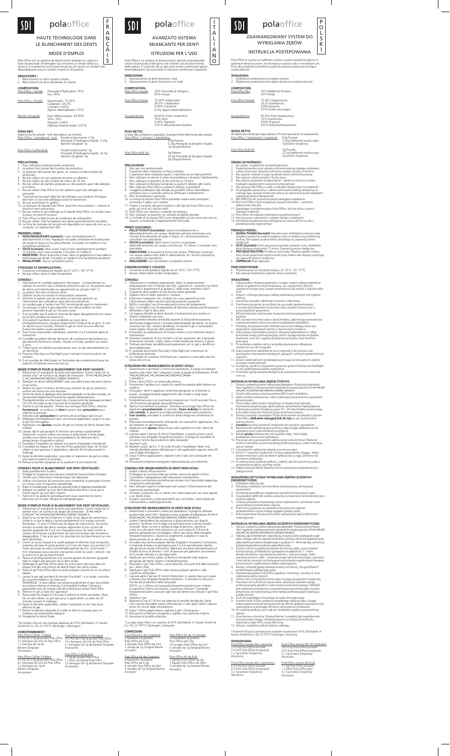polaoffice

# HAUTE TECHNOLOGIE DANS LE BLANCHIMENT DES DENTS

## MODE D'EMPLOI

Pola Office est un système de blanchiment dentaire au cabinet à base de peroxyde d'hydrogène qui nécessite un temps réduit au fauteuil. Il se présente sous forme de gel au pH neutre et contient des désensibilisants pour le confort maximum du patient.

**INDICATIONS :**
1. Blanchiment sur dent vivante colorée.
2. Blanchiment sur dent dévitalisée et colorée.

**COMPOSITION:**

| | |
|---|---|
| Pola Office - Liquide | Peroxyde d'Hydrogène: 35%<br>Eau: 65% |
| Pola Office - Poudre | Epaississants: 73.26%<br>Catalyseur: 26.2%<br>Colorant: 0.04%<br>Agents désensibilisant: 0.5% |
| Barrière Gingivale | Ester Méthacrylique: 83.95%<br>Silice: 16%<br>Pigment: 0.04%<br>Hydroxy toluène butylé: 0.01% |

**POIDS NET:**
Depend du kit acheté - Voir description sur la boite.

| | |
|---|---|
| Pola Office: 1 seringue et 1 pot | Poudre éclaircissante: 0.3g<br>Peroxyde d'Hydrogène liquide: 2.25g<br>Barrière Gingivale: 1g |
| Pola Office Coffret Bulk: | Poudre éclaircissante: 3g<br>Peroxyde d'Hydrogène liquide: 22.5g<br>Barrière Gingivale: 3g |

**PRÉCAUTIONS:**
1. Pour utilisation professionnelle seulement.
2. Le patient doit porter des lunettes de protection.
3. Le praticien doit porter des gants, un masque et des lunettes de protection.
4. Ne pas utiliser sur une patiente enceinte ou allaitant.
5. Ne pas utiliser sur des enfants de moins de 14 ans.
6. Ne pas utiliser de barrière gingivale sur des patients ayant des allergies à la résine.
7. Ne pas utiliser Pola Office sur des patients ayant des allergies au peroxyde.
8. Toute personne ayant déjà fait des allergies aux produits chimiques doit faire un test anti-allergique avant le traitement.
9. Ne pas anesthésier le patient.
10. La seringue de liquide Pola Office peut être sous pression – enlever le bouchon avec précaution.
11. Ne pas mettre le gel mélangé ou le liquide Pola Office en contact avec la peau, les yeux et les gencives.
12. Pola Office ne blanchit pas les matériaux de restauration.
13. Ne pas utiliser chez les patients aux dents particulièrement sensibles.
14. La fiche de données de sécurité est disponible sur www.sdi.com.au ou contacter un représentant SDI.

**PREMIERS SOINS :**
- **PEAU/MUQUEUSES (contact) :** Laver immédiatement et abondamment à l'eau. Appliquer une pâte constituée de bicarbonate de soude et d'eau sur la zone affectée. Consulter un médecin si les symptômes persistent.
- **YEUX (contact) :** Bien ouvrir l'oeil et laver abondamment pendant 15 minutes sous l'eau courante. Consulter un médecin.
- **INGESTION :** Rincer la bouche à l'eau. Faire un gargarisme à l'eau salée et boire beaucoup de lait. Consulter un médecin si les symptômes persistent.
- **INHALATION :** Aucun symptôme prévu.

**STOCKAGE ET MANIPULATION :**
- Conserver à température régulée de (2°–25°C / 35°–77°F).
- Ne pas utiliser après la date d'expiration.

**CONSEILS :**
1. Sélectionner le candidat approprié. Remarque : Le blanchiment au cabinet ne convient pas à certains personnes (par ex. les patients dont les dents sont translucides ou appartenant au groupe Vita* C).
2. Le patient doit être en bonne santé.
3. Sceller toutes les caries et restaurations exposées.
4. Informer le patient que les résultats ne sont pas garantis car l'élimination des colorations varie selon les personnes.
5. Le mordançage à l'acide n'est PAS recommandé avant le traitement.
6. Les pointes à salive à gros diamètre sont déconseillées car elles peuvent répandre le gel sur d'autres zones.
7. Il est possible que le patient ressente de légers désagréments au niveau de la dent pendant le traitement.
8. Si le patient manifeste une sensibilité au cours de la photopolymérisation, éloigner légèrement l'embout de la dent. Si cela ne donne aucun résultat, éliminer le gel et rincer la zone affectée. Évaluer les autres causes possibles.
9. Pour toute restauration esthétique, patienter 2 à 4 semaines après le traitement.
10. Conseiller au patient d'éviter de fumer, de consommer des boissons ou des aliments fortement colorés, chauds ou froids, pendant au moins 2 jours.
11. Traiter toute sensibilité post-opératoire avec un gel désensibilisant ou un dentifrice.
12. Prescrire Pola Day ou Pola Night pour maintenir la luminosité le cas échéant.
13. Il est possible de télécharger un formulaire de consentement pour les patients à l'adresse www.sdi.com.au

**MODE D'EMPLOI POUR LE BLANCHIMENT SUR DENT VIVANTE :**
1. Déterminer et enregistrer la teinte pré-opératoire. Suivre l'ordre de ce teintier Vita* en fonction du degré de luminosité : B1•A1•B2•D2•A2•C1•C2•D4•A3•D3•B3•A3.5•B4•C3•A4•C4
2. Nettoyer les dents UNIQUEMENT avec une pâte à base de pierre ponce et de l'eau.
3. Mettre en place l'écarteur de lèvres puis enduire de gel au pétrole la surface des lèvres qui sera exposée.
4. Sécher la dent et appliquer de la barrière gingivale sur les deux arcades, en chevauchant légèrement l'émail et les espaces interproximaux.
5. Photopolymériser en effectuant des mouvements de balayage pendant 10 à 20 secondes jusqu'à la prise de la barrière gingivale.
6. Ouvrir le pot de poudre. Prendre une seringue Pola Office, attacher **fermement** un embout, et **tirez** le piston avec **précaution** pour relâcher la pression.
7. Extraire avec précaution le contenu de la seringue dans le pot.
8. Mélangez immédiatement avec une brosse-applicateur jusqu'à ce que le gel soit homogène.
9. Appliquez une **épaisse** couche de gel sur toutes les dents devant être traitées.
10. Laisser agir le gel pendant 8 minutes sans lampe à polymériser (optionnel: on peut utiliser une lampe à polymériser à cette étape, veuillez vous référer aux recommandations du fabricant de la lampe/temps d'exposition réduit).
11. Retirer le gel de la dent en utilisant une pointe d'aspiration chirurgicale.
12. Compléter les étapes 9-11 trois fois (4 fois optionnel). Note: On ne doit utiliser un pot que pour 2 applications, dans les 20 minutes suivant le mélange.
13. Après la dernière application, procéder à l'aspiration du gel en entier, puis lavez et aspirez à nouveau.
14. Retirez la barrière gingivale en la soulevant d'une extrémité.

**CONSEILS POUR LE BLANCHIMENT SUR DENT DÉVITALISÉE :**
1. Isoler parfaitement la dent.
2. Protéger la muqueuse buccale pour empêcher toute brûlure chimique.
3. Vérifier que l'obturation endodontique est adéquate.
4. Utiliser une barrière de protection pour empêcher le peroxyde d'entrer en contact avec le ligament parodontal.
5. Éviter le mordançage à l'acide qui pourrait irriter le ligament périodontal.
6. Indiquer au patient qu'une dent dévitalisée blanchie n'aura pas le même aspect qu'une dent vivante.
7. Faire venir les patients périodiquement pour examiner les dents blanchies (sur le plan clinique et radiographique).

**MODE D'EMPLOI POUR LE BLANCHIMENT SUR DENT DÉVITALISÉE :**
1. Déterminer et enregistrer la teinte pré-opératoire. Suivre l'ordre de ce teintier Vita* en fonction du degré de luminosité : B1•A1•B2•D2•A2•C1•C2•D4•A3•D3•B3•A3.5•B4•C3•A4•C4
2. Isoler la ou les dent(s) à blanchir à l'aide d'une digue de caoutchouc. Veiller à ce que la digue s'adapte parfaitement à la marge cervicale. Remarque : Si vous n'utilisez pas de digue de caoutchouc, recouvrez environ la moitié des dents vivantes adjacentes d'une couche de barrière gingivale de 3 à 4 mm d'épaisseur pour les isoler contre la chaleur de la lampe à polymériser.
3. Ouvrir un accès lingual à la cavité pulpaire et éliminer tout composite, matériaux de base et gutta-percha à 2-3 mm de l'apex à la jonction CE. Poser une base au verre ionomère/phosphate de zinc, d'au moins 1 mm d'épaisseur pour assurer une barrière entre le canal « obturé » et le gel de blanchiment.
4. Placez et photopolymérisez une couche épaisse de barrière gingivale dans la région des gencives de la dent isolée.
5. Préparez le gel Pola Office selon les instructions données dans les étapes 6-8 des instructions de blanchiment des dents vitales.
6. Poser le gel Pola Office dans la cavité pulpaire ouverte et sur la surface labiale.
7. Laisser le gel agir pendant 8 minutes (facultatif : à ce stade, consulter les recommandations du fabricant). REMARQUE : Si vous utilisez une lampe à polymériser et que vous traitez les surfaces internes et externes, il est possible d'utiliser 2 lampes à polymériser (une face par côté de la dent) pour activer Pola Office.
8. Éliminer le gel à l'aide de l'aspiration.
9. Renouveler les étapes 6 à 8 jusqu'à obtenir la teinte souhaitée. Note: On ne doit utiliser un pot que pour 2 applications, dans les 20 minutes suivant le mélange.
10. Après la dernière application, utiliser l'aspiration et de l'eau pour éliminer le gel.
11. Retirez la barrière gingivale et scellez la dent à nouveau avec un matériau de restauration adéquat.
12. Enregistrer la teinte finale.

*la teinte Vita est une marque déposée de VITA Zahnfabrik, H. Rauter GmbH & Co. KG, D-79713 Säckingen, Allemagne

**CONDITIONNEMENT :**

| | |
|---|---|
| Pola Office Coffret 1 Patient<br>2 x Pot de 0.3g de poudre Pola Office<br>2 x Seringues de 2mL de Pola Office<br>1 x Seringue de 1g de Barrière Gingivale<br>Accessoires | Pola Office Coffret 10 Seringues<br>10 x Pot de 0.3g de poudre Pola Office<br>10 x Seringues de 2mL de Pola Office<br>5 x Seringues de 1g de Barrière Gingivale<br>Accessoires |
| Pola Office Coffret 3 Patients<br>6 x Pot de 0.3g de poudre Pola Office<br>6 x Seringues de 2mL de Pola Office<br>3 x Seringues de 1g de Barrière Gingivale<br>Accessoires | Pola Office Coffret Bulk<br>1 x 3g de poudre Pola Office<br>1 x 20mL de liquide Pola Office<br>3 x Seringues de 1g de Barrière Gingivale<br>Accessoires |

polaoffice

# AVANZATO SISTEMA SBIANCANTE PER DENTI

## ISTRUZIONI PER L'USO

Pola Office è un sistema di sbiancamento dentale ambulatoriale a base di perossido di idrogeno che richiede una durata minima della seduta. È costituito da un gel a pH neutro contenente agenti desensibilizzanti che assicurano il massimo comfort per il paziente.

**INDICAZIONI:**
1. Sbiancamento di denti discromici vitali
2. Sbiancamento di denti discromici non vitali

**COMPOSIZIONE:**

| | |
|---|---|
| Pola Office Liquido | 35% Perossido di idrogeno<br>65% Acqua |
| Pola Office Polvere | 73.26% Addensanti<br>26.2% Catalizzatori<br>0.04% Coloranti<br>0.5% Agenti desensibilizzanti |
| Gingival Barrier | 83.95% Estere metacrilico<br>16% Silice<br>0.04% Pigmenti<br>0.01% Idrossitoluene butilato |

**PESO NETTO:**
In base alla confezione acquistata. Si prega di fare riferimento alla scatola.

| | |
|---|---|
| Pola Office: 1 siringa e 1 barattolino: | 0.3g Polvere<br>2.25g Perossido di idrogeno liquido<br>1g Gingival Barrier |
| Pola Office Bulk Kit: | 3g Polvere<br>22.5g Perossido di idrogeno liquido<br>3g Gingival Barrier |

**PRECAUZIONI:**
1. Solo per uso professionale.
2. Il paziente deve indossare occhiali protettivi.
3. L'operatore deve indossare guanti, maschera ed occhiali protettivi.
4. Non utilizzare su donne in stato di gravidanza o durante l'allattamento.
5. Non utilizzare su bambini di età inferiore ai 14 anni.
6. Non utilizzare la Barriera Gengivale su pazienti allergici alle resine.
7. Non utilizzare Pola Office su pazienti allergici ai perossidi.
8. I soggetti predisposti alle allergie da prodotti chimici dovrebbero sottoporsi ad un controllo prima di effettuare il trattamento.
9. Non anestetizzare il paziente.
10. La siringa di liquido Pola Office potrebbe essere sotto pressione, rimuovere il tappo con cautela.
11. Evitare il contatto del gel miscelato o del liquido Pola Office con la pelle, gli occhi ed i tessuti molli.
12. Pola Office non sbianca i materiali da restauro.
13. Non utilizzare su pazienti con elevata sensibilità dentale.
14. Le Schede di sicurezza (SDS) sono disponibili sul sito www.sdi.com.au oppure contattando il rappresentante SDI locale.

**PRIMO SOCCORSO:**
- **PELLE/TESSUTI (contatto):** Lavare immediatamente e abbondantemente con acqua. Applicare sull'area interessata una miscela di bicarbonato di sodio e acqua. Se i sintomi persistono, consultare uno specialista.
- **OCCHI (contatto):** Aprire bene l'occhio e sciacquare abbondantemente con acqua corrente per 15 minuti. Consultare uno specialista.
- **INGESTIONE:** Sciacquare la bocca con acqua. Effettuare risciacqui con acqua salata e bere latte in abbondanza. Se i sintomi persistono, consultare uno specialista.
- **INALAZIONE:** non dovrebbero comparire sintomi.

**CONSERVAZIONE E UTILIZZO:**
- Conservare a temperatura regolata (2°–25°C / 35°–77°F).
- Non utilizzare dopo la data di scadenza.

**CONSIGLI:**
1. Selezionare il candidato appropriato. Nota: lo sbiancamento ambulatoriale non è indicato per tutti i pazienti (es. pazienti con denti traslucidi o appartenenti al gruppo C della scala cromatica Vita*).
2. Il paziente deve godere di una buona salute generale.
3. Sigillare tutte le radici esposte e i restauri.
4. Informare il paziente che i risultati non sono garantiti poiché l'eliminazione delle macchie varia da paziente a paziente.
5. NON è consigliato l'uso di mordenzante prima del trattamento.
6. Non si consiglia l'uso di aspiratori di diametro elevato poiché possono diffondere il gel in altre aree.
7. Un leggero fastidio ai denti durante il trattamento può essere un effetto collaterale comune.
8. Se il paziente lamenta sensibilità durante la fotopolimerizzazione, allontanare leggermente il puntale della lampada dal dente. Se questa manovra non dà i risultati desiderati, rimuovere il gel e risciacquare l'area colpita. Ricercare altre possibili cause.
9. Rimandare la realizzazione di restauri estetici a 2-4 settimane dopo il trattamento.
10. Avvisare il paziente di non fumare e di non assumere cibi o bevande fortemente colorate, molto caldi o molto freddi per almeno 2 giorni.
11. Trattare eventuale sensibilità post-operatoria con un gel o dentifricio desensibilizzante.
12. E' possibile prescrivere Pola Day o Pola Night per mantenere la brillantezza ottenuta.
13. Un modulo di consenso informato per i pazienti è scaricabile dal sito www.sdi.com.au

**ISTRUZIONI PER SBIANCAMENTO DI DENTI VITALI:**
1. Determinare e annotare il colore pre-operatorio. Si prega di utilizzare questa scala colori Vita* disposta in base al grado di brillantezza: B1•A1•B2•D2•A2•C1•C2•D4•A3•D3•B3•A3.5•B4•C3•A4•C4
2. Pulire i denti SOLO con pasta alla pomice.
3. Posizionare l'apribocca e coprire la superficie esposta delle labbra con vaselina.
4. Asciugare i denti e applicare la barriera gengivale su entrambe le arcate, sovrapponendola leggermente allo smalto e negli spazi interprossimali.
5. Fotopolimerizzare con movimento rotatorio per 10-20 secondi, fino a che la barriera gengivale sarà polimerizzata.
6. Aprire il contenitore di polvere. Prendere una siringa Pola Office ed applicare **accuratamente** un puntale. **Tirare indietro** lo stantuffo **con cautela**, in quanto la siringa potrebbe essere sotto pressione.
7. Con cautela spruzzare il contenuto della siringa nel contenitore di polvere.
8. Miscelare immediatamente utilizzando uno spatolino applicatore, fino ad ottenere un gel omogeneo.
9. Applicare uno spesso strato di gel sulla superficie di tutti i denti da trattare.
10. Lasciare agire il gel per 8 minuti (Facoltativo: a questo punto si può utilizzare una lampada fotopolimerizzatrice. Si prega di consultare le istruzioni fornite dal produttore della lampada).
11. Aspirare il gel.
12. Ripetere i punti da 9 a 11 tre volte (4 volte è facoltativo). Nota: Una miscela dovrebbe essere utilizzata per 2 sole applicazioni oppure, entro 20 minuti dalla miscelazione.
13. Dopo l'ultima applicazione, aspirare tutto il gel, poi sciacquare ed aspirare.
14. Rimuovere la Barriera Gengivale sollevandola da una estremità.

**CONSIGLI PER SBIANCAMENTO DI DENTI NON VITALI:**
1. Isolare il dente efficacemente.
2. Proteggere la mucosa orale per evitare ustioni da agenti chimici.
3. Controllare l'adeguatezza dell'otturazione endodontica.
4. Utilizzare una barriera protettiva per evitare che il perossido raggiunga il legamento parodontale.
5. Non utilizzare agenti mordenzanti per evitare l'infiammazione del legamento parodontale.
6. Avvisare il paziente che un dente non vitale sbiancato non sarà uguale a un dente vitale.
7. Invitare il paziente a visite periodiche per controllare i denti sbiancati (clinicamente e radiologicamente).

**ISTRUZIONI PER SBIANCAMENTO DI DENTI NON VITALI:**
1. Determinare e annotare il colore pre-operatorio. Si prega di utilizzare questa scala colori Vita* disposta in base al grado di brillantezza: B1•A1•B2•D2•A2•C1•C2•D4•A3•D3•B3•A3.5•B4•C3•A4•C4
2. Isolare il dente/denti da sottoporre a sbiancamento con diga di gomma. Verificare che la diga sia posizionata perfettamente al margine cervicale. Nota: se non si utilizza la diga di gomma, coprire la metà circa dei denti vitali adiacenti con uno strato di 3-4 mm di barriera gengivale per proteggere i denti dal calore della lampada fotopolimerizzatrice.
3. Accedere alla camera pulpare dal lato linguale e rimuovere il composito, il materiale di base e la guttaperca per 2-3 mm apicalmente rispetto alla giunzione amelo-cementizia. Applicare una base vetroionomerica o al fosfato di zinco di almeno 1 mm di spessore per garantire una barriera fra il canale otturato e il gel sbiancante.
4. Applicare uno strato spesso di Barriera Gengivale nella regione gengivale del dente isolato e fotopolimerizzare.
5. Miscelare Pola Office come descritto ai punti 6-8 delle istruzioni per i denti vitali.
6. Applicare il gel Pola Office nella camera pulpare aperta e sulla superficie vestibolare.
7. Lasciare agire il gel per 8 minuti (Opzionale: in questa fase può essere utilizzata una lampada fotopolimerizzatrice. Consultare le istruzioni fornite dal produttore della lampada).
NOTA: se si utilizza una lampada fotopolimerizzatrice per trattare la superficie interna ed esterna, si possono utilizzare 2 lampade fotopolimerizzatrici (una per ogni lato del dente) per attivare il gel Pola Office.
8. Aspirare il gel.
9. Ripetere le fasi 6-7-8 fino ad ottenere la tonalità desiderata. Nota: Una miscela dovrebbe essere utilizzata per 2 sole applicazioni oppure, entro 20 minuti dalla miscelazione.
10. Dopo l'ultima applicazione, aspirare il gel e risciacquare.
11. Rimuovere la Barriera Gengivale e sigillare nuovamente il dente.
12. Annotare la tonalità ottenuta.

*La scala colori Vita è un marchio di VITA Zahnfabrik, H. Rauter GmbH & Co. KG, D-79713 Säckingen, Germania

**CONFEZIONI:**

| | |
|---|---|
| Pola Office Kit da 1 paziente<br>2 barattolini di polvere Pola Office da 0,3g<br>2 siringhe Pola Office da 2ml<br>1 siringa da 1g Gingival Barrier<br>Accessori | Pola Office Kit da 10 siringhe<br>10 barattolini di polvere Pola Office da 0,3g<br>10 siringhe Pola Office da 2ml<br>5 siringhe da 1g Gingival Barrier<br>Accessori |
| Pola Office Kit da 3 pazienti<br>6 barattolini di polvere Pola Office da 0,3g<br>6 siringhe Pola Office da 2ml<br>3 siringhe da 1g Gingival Barrier<br>Accessori | Pola Office Kit da bulk<br>1 polvere Pola Office da 3g<br>1 liquido Pola Office da 20ml<br>3 siringhe da 1g Gingival Barrier<br>Accessori |

polaoffice

# ZAAWANSOWANY SYSTEM DO WYBIELANIA ZĘBÓW

## INSTRUKCJA POSTĘPOWANIA

Pola Office to oparty na nadtlenku wodoru system wybielania zębów w gabinecie dentystycznym. Jest dostępny w postaci żelu o neutralnym pH, który dla zwiększenia komfortu pacjenta zawiera substancje znoszące nadwrażliwość.

**WSKAZANIA:**
1. Wybielanie przebarwionych zębów żywych
2. Wybielanie przebarwionych zębów leczonych endodontycznie.

**COMPOSITION:**

| | |
|---|---|
| Pola Office Płyn | 35% Nadtlenek Wodoru<br>65% Woda |
| Pola Office Proszek | 73.26% Zagęszczacze<br>26.2% Katalizatory<br>0.04% Barwnik<br>0.5% Środki odczulające |
| Gingival Barrier | 83.95% Ester metakrylowy<br>16% Krzemionka<br>0.04% Pigment<br>0.01% Butylohydroksytoluen |

**WAGA NETTO:**
W zależności od zakupionego zestawu. Prosimy sprawdzić na opakowaniu.

| | |
|---|---|
| Pola Office: 1 strzykawka i 1 pojemnik: | 0.3g Proszek<br>2.25g Nadtlenek wodoru płyn<br>1g Izolator dziąsłowy |
| Pola Office Bulk Kit: | 3g Proszek<br>22.5g Nadtlenek wodoru płyn<br>3g Izolator dziąsłowy |

**ŚRODKI OSTROŻNOŚCI:**
1. Do użytku w gabinecie stomatologicznym.
2. Pacjent powinien nosić okulary ochronne podczas zabiegu wybielania.
3. Lekarz musi nosić rękawice ochronne, maskę i okulary ochronne.
4. Nie używać u kobiet w ciąży i podczas okresu karmienia piersią.
5. Nie używać u dzieci poniżej 14 roku życia.
6. Nie używać preparatu Gingival Barrier - bariera ochronna u osób z reakcjami alergicznymi na żywice kompozytowe.
7. Nie używać Pola Office u osób z reakcjami alergicznymi na nadtlenki.
8. W przypadku pacjentów z udokumentowaną reakcją alergiczną na różnego typu związki chemiczne zalecane wykonanie przed zabiegiem wybielania testów alergicznych.
9. NIE ZNIECZULAĆ pacjentów przed zabiegiem wybielania.
10. Płyn Pola Office może znajdować się pod ciśnieniem - ostrożnie zdejmować zatyczkę.
11. Zapobiegać kontaktowi płynu Pola Office i żelu ze skórą, oczami, i tkankami miękkimi.
12. Pola Office nie wybiela materiałów wypełnieniowych.
13. Nie stosować u pacjentów z zębami bardzo wrażliwymi.
14. Certyfikaty bezpieczeństwa dostępne na: www.sdi.com.au lub u przedstawiciela regionalnego.

**PIERWSZA POMOC:**
- **SKÓRA/TKANKI (kontakt):** Niezwłocznie i dokładnie przemyć wodą. Zaaplikuj zawiesinę wodorowęglanu sodu w wodzie na podrażnioną okolicę. Jeśli objawy podrażnienia utrzymują się, zapewnij pomoc medyczną.
- **OCZY (kontakt):** Poleć pacjentowi szeroko otworzyć oczy i dokładnie płucz bieżącą wodą przez 15 minut. Zapewnij pomoc medyczną.
- **PRZYJĘCIE DOUSTNE:** Przepłucz usta wodą. Wypłucz gardło wodą z solą i poleć pacjentowi wypicie dużej ilości mleka. Jeśli objawy utrzymują się, zapewnij pomoc medyczną.
- **ASPIRACJA:** Brak objawów.

**PRZECHOWYWANIE:**
- Przechowywać w chłodnym miejscu (2°–25°C / 35°–77°F).
- Nie używać materiału po upływie okresu ważności.

**WSKAZÓWKI:**
1. Odpowiednio dobierać pacjentów. Uwaga: czasem zabieg wybielania zębów w gabinecie nie jest wskazany np. u pacjentów, których uzębienie cechuje duży stopień przezierności lub odcień C wg kolornika Vita*.
2. Pacjent, u którego planujesz zabieg wybielania, powinien być ogólnie zdrowy.
3. Uszczelnij wszystkie odsłonięte korzenie i odbudowy.
4. Poinformuj pacjenta, że rezultaty nie są w pełni gwarantowane, a usunięcie przebarwień może mieć różny stopień skuteczności u poszczególnych pacjentów.
5. NIE jest polecane wytrawianie kwasowe przed przystąpieniem do zabiegu.
6. NIE używaj końcówek ssaka o dużej średnicy, gdyż mogą spowodować rozprzestrzenianie żelu poza obszar poddawany wybielaniu.
7. Pamiętaj, że powszechnym efektem ubocznym zabiegu może być dyskomfort wybielanych zębów o niewielkim nasileniu.
8. Jeśli podczas naświetlania pacjent odczuwa nadwrażliwość, oddal końcówkę lampy polimeryzacyjnej. Jeśli to postępowanie nie będzie skuteczne, usuń żel i wypłucz podrażnioną okolicę. Ustal możliwe przyczyny.
9. Po wybielaniu zębów odroczyć rozpoczęcie zabiegów odbudowy estetycznej na 2 do 4 tygodni.
10. Zaleć pacjentowi odstawienie na co najmniej 2 dni tytoniu oraz spożywania intensywnie barwiących, gorących i zimnych pokarmów lub napojów.
11. Zwalcz nadwrażliwość pozabiegową stosując żel lub pastę do zębów znoszące nadwrażliwość.
12. Zaordynuj, zgodnie z życzeniem pacjenta, system PolaDay lub PolaNight w celu podtrzymania efektu wybielania.
13. Formularz zgody pacjenta dostępny do pobrania na stronie www.sdi.com.au

**INSTRUKCJA WYBIELANIA ZĘBÓW ŻYWYCH:**
1. Oznacz i zanotuj odcień zęba przed zabiegiem. Posłuż się kolornikiem Vita* zgodnie z rozmieszczeniem wskaźników stopnia jasności: B1•A1•B2•D2•A2•C1•C2•D4•A3•D3•B3•A3.5•B4•C3•A4•C4
2. Oczyść zęby pastą na bazie pumeksu BEZ innych dodatków.
3. Załóż retraktor policzkowy i pokryj całość odsłoniętej powierzchni warg żelem glicerynowym.
4. Osusz zęby i załóż Izolator Dziąsłowy na obydwu łukach zębowych, nieznacznie przykrywając tylko szkliwo oraz przestrzenie międzyzębowe.
5. Polimeryzuj Izolator Dziąsłowy przez 10 – 20 sekund ruchem przesuwającym końcówki lampy polimeryzacyjnej wzdłuż podawanego izolatora.
6. Otwórz naczynie z proszkiem. Przed otworzeniem strzykawki z płynem Pola Office, **delikatnie odciągnij tłok do tyłu** w celu wyrównania różnicy ciśnień.
7. Wyciśnij zawartość strzykawki do naczynia z proszkiem.
8. Niezwłocznie wymieszaj przy pomocy załączonego aplikatora aż do uzyskania masy o jednorodnej konsystencji.
9. Nanieś grubą warstwę żelu na wszystkie zęby, które będą poddawane procesowi wybielania.
10. Pozostaw żel na powierzchni zębów przez okres 8 minut. (Materiał można naświetlać za pomocą lampy polimeryzacyjnej - patrz instrukcja użycia lampy).
11. Z powierzchni zębów żel zdejmij za pomocą ssaka.
12. Krok 9-11 powtórz trzykrotnie (4 razy maksymalnie). Uwaga : Jeden zestaw może być użyty do dwóch aplikacji lub w ciągu 20 minut od momentu zmieszania.
13. Po zakończeniu ostatniej aplikacji, zdejmij cały żel za pomocą ssaka z powierzchni zębów i przemyj wodą.
14. Zdejmij Gingival Barrier (barierę ochronną) podważając ją z jednego końca.

**WSKAZÓWKI DOTYCZĄCE WYBIELANIA ZĘBÓW LECZONYCH ENDODONTYCZNIE:**
1. Dokładnie odizoluj ząb.
2. Pamiętaj o należytej ochronie błony śluzowej jamy ustnej przed oparzeniem.
3. Skontroluj prawidłowe wypełnienie kanałów korzeniowych zęba.
4. Uważaj aby nadtlenek wodoru zawarty w preparacie nie przedostał się w okolice ozębnej.
5. Unikaj wytrawiania kwasowego przed wybielaniem, ponieważ może spowodować podrażnienie ozębnej.
6. Poinformuj pacjenta, że wybielanie nie przywróci zębowi pozbawionemu żywej miazgi wyglądu żywego zęba.
7. Zaleć pacjentowi okresowe kontrole wybielanych zębów (kliniczne i radiologiczne).

**INSTRUKCJA WYBIELANIA ZĘBÓW LECZONYCH ENDODONTYCZNIE:**
1. Oznacz i zanotuj odcień zęba przed zabiegiem. Posłuż się kolornikiem Vita* zgodnie z rozmieszczeniem wskaźników stopnia jasności: B1•A1•B2•D2•A2•C1•C2•D4•A3•D3•B3•A3.5•B4•C3•A4•C4
2. Odizoluj ząb koferdamem. Upewnij się, że guma ściśle przylega do szyjki zęba. Uwaga: Jeśli nie używasz koferdamu, pokryj częściowo sąsiednie żywe zęby warstwą Izolatora Dziąsłowego o grubości 3 – 4mm tak aby ochronić je przed przegrzaniem podczas naświetlania żelu.
3. Otwórz od strony językowej dojście do komory zęba, usuń materiał kompozytowy, podkładowy i gutaperkę na głębokość 2 – 3mm dowierzchołkowo od połączenia szkliwno - cementowego. Załóż warstwę cementu szklano - jonomerowego lub fosforanowego o grubości 1mm tak by stworzyć szczelną granicę pomiędzy wypełnionym kanałem korzeniowym a żelem wybielającym.
4. Nanieś i utwardź grubą warstwę bariery ochronnej „Gingival Barrier" wokół dziąsła wybielanego zęba.
5. Wymieszaj preparat Pola Office zgodnie z instrukcją: z punktu 6- 8 do wybielania zębów żywych.
6. Umieść żel w otwartej komorze zęba i na jego powierzchni wargowej.
7. Pozostaw żel na 8 minut (opcjonalnie aktywuj światłem lampy polimeryzacyjnej zgodnie z zaleceniami producenta lampy). UWAGA: jeśli wybielasz wewnętrzną i zewnętrzną powierzchnię zęba, możesz aktywować żel używając dwie lampy polimeryzacyjne (jedna po każdej stronie).
8. Usuń żel wybielający korzystając ze ssaka chirurgicznego.
9. Powtórz kroki 6-8 do uzyskania pożądanego odcienia zęba. Uwaga: Jedno opakowanie jest przeznaczone do dwóch aplikacji lub powinno być wykorzystane w przeciągu 20 minut od momentu zmieszania.
10. Po ostatniej aplikacji usuń cały żel i dokładnie wypłucz powierzchnię zębów.
11. Usuń barierę ochronną Gingival Barrier i uszczelnij ząb wypełnieniem.
12. Oznacz i zanotuj odcień zęba po zabiegu.

* Kolornik Vita jest zastrzeżonym znakiem towarowym VITA Zahnfabrik, H. Rauter GmbH & Co. KG, D-79713 Säckingen, Niemcy

**OPAKOWANIA:**

| | |
|---|---|
| Pola Office zestaw dla 1 pacjenta<br>2 x 0.3g Pola Office proszek<br>2 X 2mL Pola Office płyn<br>1 x 1g Izolator Dziąsłowy<br>Akcesoria | Pola Office zestaw dla 10 strzykawek<br>10 x 0.3g Pola Office proszek<br>10 X 2mL Pola Office płyn<br>5 x 1g Izolator Dziąsłowy<br>Akcesoria |
| Pola Office zestaw dla 3 pacjentów<br>6 x 0.3g Pola Office proszek<br>6 X 2mL Pola Office płyn<br>3 x 1g Izolator Dziąsłowy<br>Akcesoria | Pola Office zestaw dla bulk<br>1 x 3g Pola Office proszek<br>1 x 20mL Pola Office płyn<br>3 x 1g Izolator Dziąsłowy<br>Akcesoria |